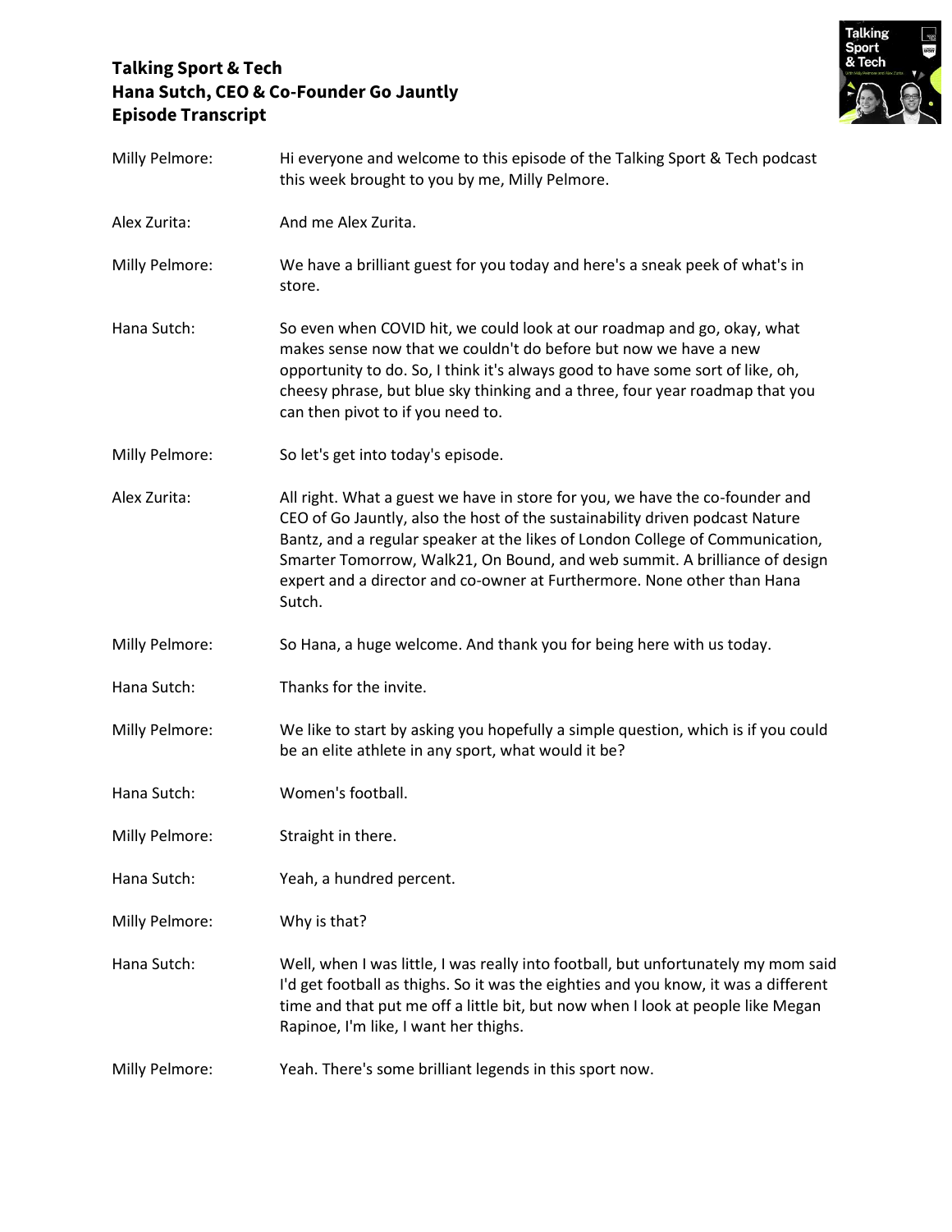# Talking Sport & Tech
## Hana Sutch, CEO & Co-Founder Go Jauntly
## Episode Transcript

**Milly Pelmore:** Hi everyone and welcome to this episode of the Talking Sport & Tech podcast this week brought to you by me, Milly Pelmore.

**Alex Zurita:** And me Alex Zurita.

**Milly Pelmore:** We have a brilliant guest for you today and here's a sneak peek of what's in store.

**Hana Sutch:** So even when COVID hit, we could look at our roadmap and go, okay, what makes sense now that we couldn't do before but now we have a new opportunity to do. So, I think it's always good to have some sort of like, oh, cheesy phrase, but blue sky thinking and a three, four year roadmap that you can then pivot to if you need to.

**Milly Pelmore:** So let's get into today's episode.

**Alex Zurita:** All right. What a guest we have in store for you, we have the co-founder and CEO of Go Jauntly, also the host of the sustainability driven podcast Nature Bantz, and a regular speaker at the likes of London College of Communication, Smarter Tomorrow, Walk21, On Bound, and web summit. A brilliance of design expert and a director and co-owner at Furthermore. None other than Hana Sutch.

**Milly Pelmore:** So Hana, a huge welcome. And thank you for being here with us today.

**Hana Sutch:** Thanks for the invite.

**Milly Pelmore:** We like to start by asking you hopefully a simple question, which is if you could be an elite athlete in any sport, what would it be?

**Hana Sutch:** Women's football.

**Milly Pelmore:** Straight in there.

**Hana Sutch:** Yeah, a hundred percent.

**Milly Pelmore:** Why is that?

**Hana Sutch:** Well, when I was little, I was really into football, but unfortunately my mom said I'd get football as thighs. So it was the eighties and you know, it was a different time and that put me off a little bit, but now when I look at people like Megan Rapinoe, I'm like, I want her thighs.

**Milly Pelmore:** Yeah. There's some brilliant legends in this sport now.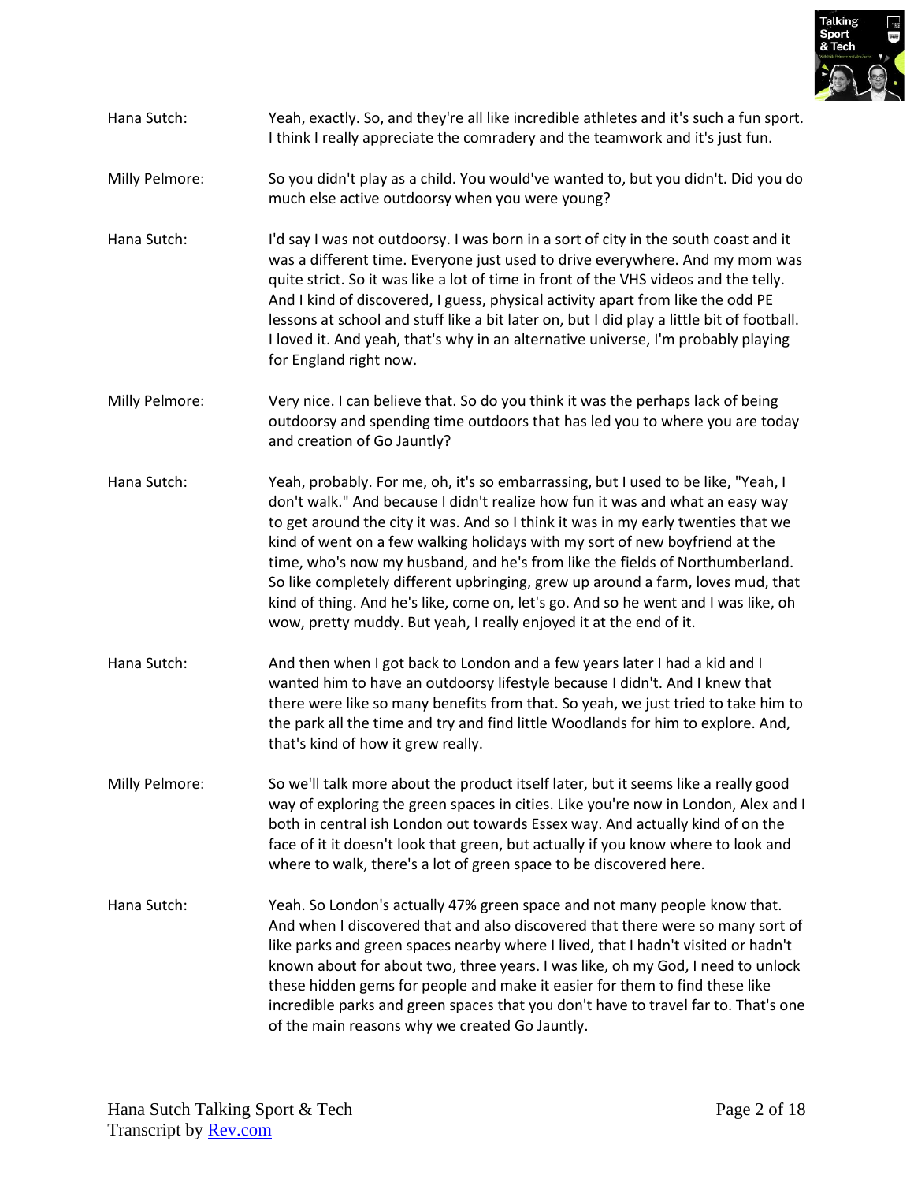**Hana Sutch:** Yeah, exactly. So, and they're all like incredible athletes and it's such a fun sport. I think I really appreciate the comradery and the teamwork and it's just fun.

**Milly Pelmore:** So you didn't play as a child. You would've wanted to, but you didn't. Did you do much else active outdoorsy when you were young?

**Hana Sutch:** I'd say I was not outdoorsy. I was born in a sort of city in the south coast and it was a different time. Everyone just used to drive everywhere. And my mom was quite strict. So it was like a lot of time in front of the VHS videos and the telly. And I kind of discovered, I guess, physical activity apart from like the odd PE lessons at school and stuff like a bit later on, but I did play a little bit of football. I loved it. And yeah, that's why in an alternative universe, I'm probably playing for England right now.

**Milly Pelmore:** Very nice. I can believe that. So do you think it was the perhaps lack of being outdoorsy and spending time outdoors that has led you to where you are today and creation of Go Jauntly?

**Hana Sutch:** Yeah, probably. For me, oh, it's so embarrassing, but I used to be like, "Yeah, I don't walk." And because I didn't realize how fun it was and what an easy way to get around the city it was. And so I think it was in my early twenties that we kind of went on a few walking holidays with my sort of new boyfriend at the time, who's now my husband, and he's from like the fields of Northumberland. So like completely different upbringing, grew up around a farm, loves mud, that kind of thing. And he's like, come on, let's go. And so he went and I was like, oh wow, pretty muddy. But yeah, I really enjoyed it at the end of it.

**Hana Sutch:** And then when I got back to London and a few years later I had a kid and I wanted him to have an outdoorsy lifestyle because I didn't. And I knew that there were like so many benefits from that. So yeah, we just tried to take him to the park all the time and try and find little Woodlands for him to explore. And, that's kind of how it grew really.

**Milly Pelmore:** So we'll talk more about the product itself later, but it seems like a really good way of exploring the green spaces in cities. Like you're now in London, Alex and I both in central ish London out towards Essex way. And actually kind of on the face of it it doesn't look that green, but actually if you know where to look and where to walk, there's a lot of green space to be discovered here.

**Hana Sutch:** Yeah. So London's actually 47% green space and not many people know that. And when I discovered that and also discovered that there were so many sort of like parks and green spaces nearby where I lived, that I hadn't visited or hadn't known about for about two, three years. I was like, oh my God, I need to unlock these hidden gems for people and make it easier for them to find these like incredible parks and green spaces that you don't have to travel far to. That's one of the main reasons why we created Go Jauntly.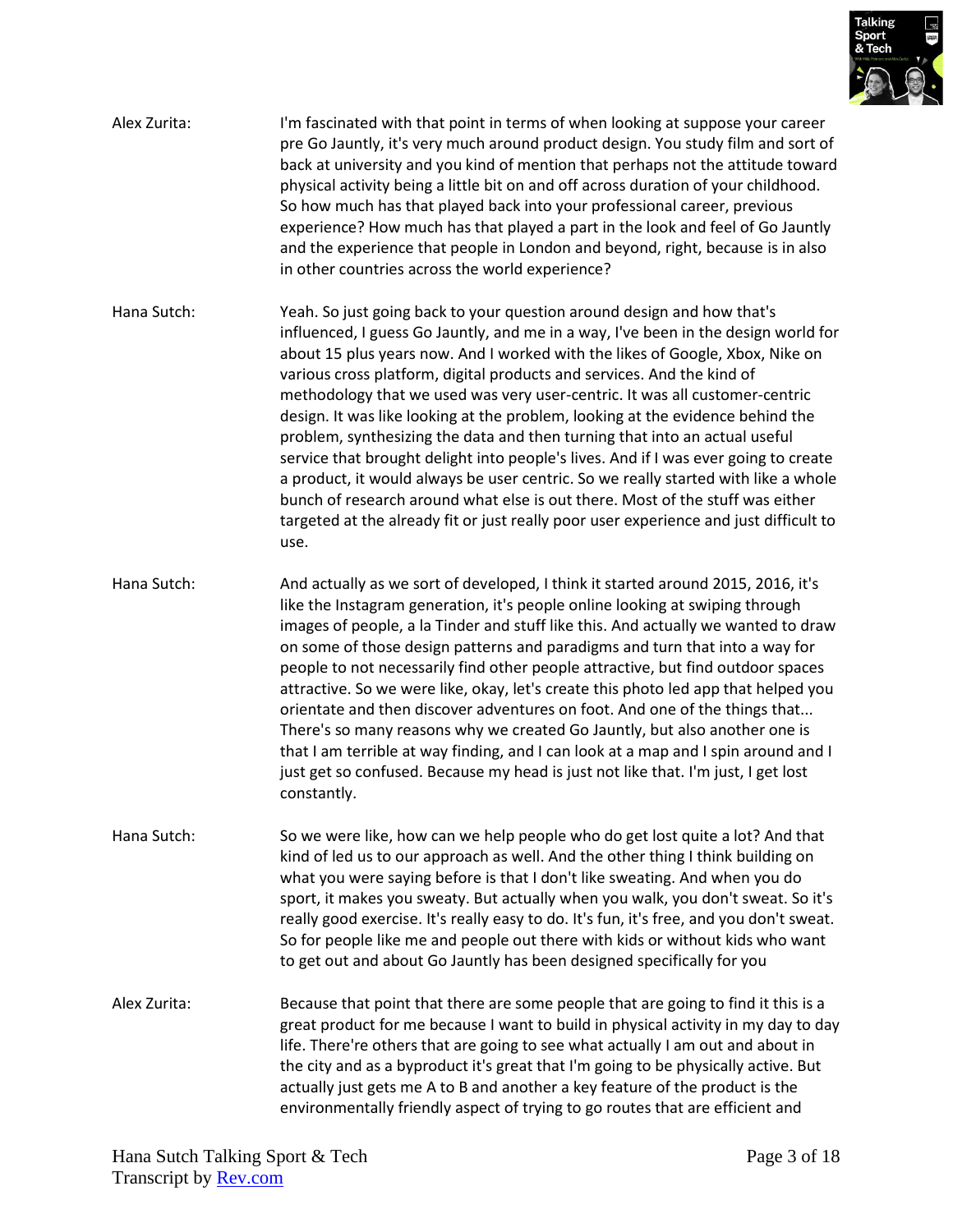Alex Zurita: I'm fascinated with that point in terms of when looking at suppose your career pre Go Jauntly, it's very much around product design. You study film and sort of back at university and you kind of mention that perhaps not the attitude toward physical activity being a little bit on and off across duration of your childhood. So how much has that played back into your professional career, previous experience? How much has that played a part in the look and feel of Go Jauntly and the experience that people in London and beyond, right, because is in also in other countries across the world experience?

Hana Sutch: Yeah. So just going back to your question around design and how that's influenced, I guess Go Jauntly, and me in a way, I've been in the design world for about 15 plus years now. And I worked with the likes of Google, Xbox, Nike on various cross platform, digital products and services. And the kind of methodology that we used was very user-centric. It was all customer-centric design. It was like looking at the problem, looking at the evidence behind the problem, synthesizing the data and then turning that into an actual useful service that brought delight into people's lives. And if I was ever going to create a product, it would always be user centric. So we really started with like a whole bunch of research around what else is out there. Most of the stuff was either targeted at the already fit or just really poor user experience and just difficult to use.

Hana Sutch: And actually as we sort of developed, I think it started around 2015, 2016, it's like the Instagram generation, it's people online looking at swiping through images of people, a la Tinder and stuff like this. And actually we wanted to draw on some of those design patterns and paradigms and turn that into a way for people to not necessarily find other people attractive, but find outdoor spaces attractive. So we were like, okay, let's create this photo led app that helped you orientate and then discover adventures on foot. And one of the things that... There's so many reasons why we created Go Jauntly, but also another one is that I am terrible at way finding, and I can look at a map and I spin around and I just get so confused. Because my head is just not like that. I'm just, I get lost constantly.

Hana Sutch: So we were like, how can we help people who do get lost quite a lot? And that kind of led us to our approach as well. And the other thing I think building on what you were saying before is that I don't like sweating. And when you do sport, it makes you sweaty. But actually when you walk, you don't sweat. So it's really good exercise. It's really easy to do. It's fun, it's free, and you don't sweat. So for people like me and people out there with kids or without kids who want to get out and about Go Jauntly has been designed specifically for you

Alex Zurita: Because that point that there are some people that are going to find it this is a great product for me because I want to build in physical activity in my day to day life. There're others that are going to see what actually I am out and about in the city and as a byproduct it's great that I'm going to be physically active. But actually just gets me A to B and another a key feature of the product is the environmentally friendly aspect of trying to go routes that are efficient and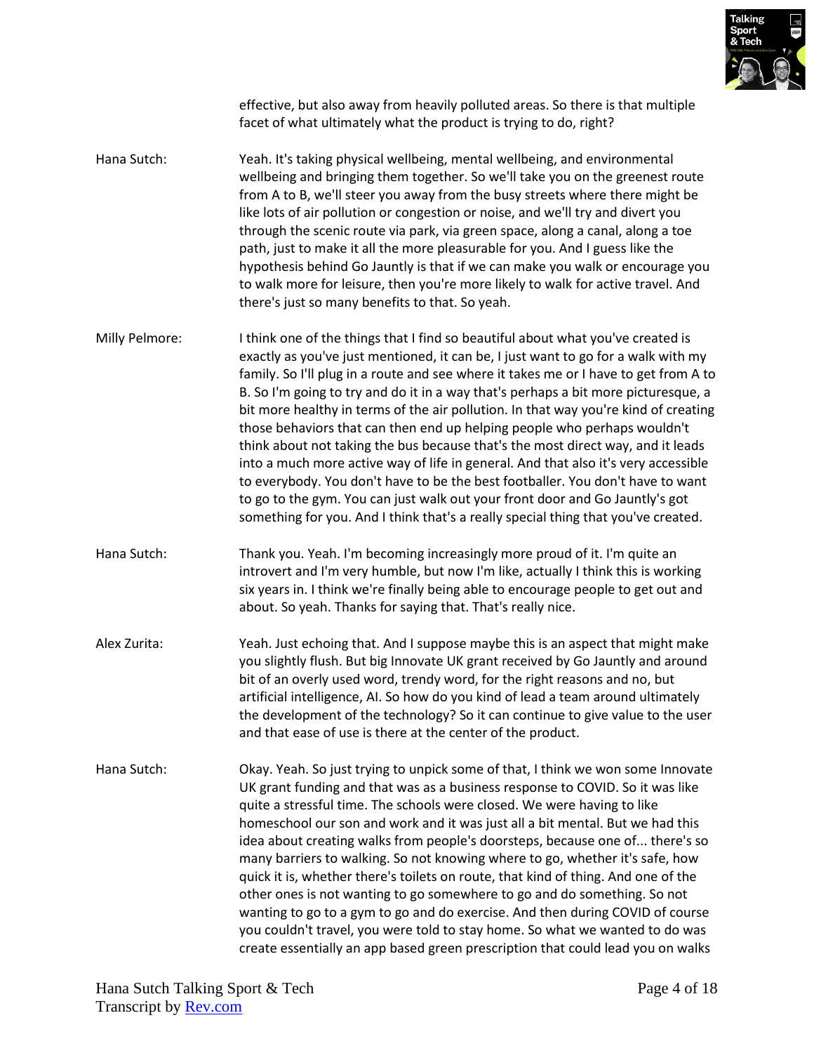effective, but also away from heavily polluted areas. So there is that multiple facet of what ultimately what the product is trying to do, right?

**Hana Sutch:** Yeah. It's taking physical wellbeing, mental wellbeing, and environmental wellbeing and bringing them together. So we'll take you on the greenest route from A to B, we'll steer you away from the busy streets where there might be like lots of air pollution or congestion or noise, and we'll try and divert you through the scenic route via park, via green space, along a canal, along a toe path, just to make it all the more pleasurable for you. And I guess like the hypothesis behind Go Jauntly is that if we can make you walk or encourage you to walk more for leisure, then you're more likely to walk for active travel. And there's just so many benefits to that. So yeah.

**Milly Pelmore:** I think one of the things that I find so beautiful about what you've created is exactly as you've just mentioned, it can be, I just want to go for a walk with my family. So I'll plug in a route and see where it takes me or I have to get from A to B. So I'm going to try and do it in a way that's perhaps a bit more picturesque, a bit more healthy in terms of the air pollution. In that way you're kind of creating those behaviors that can then end up helping people who perhaps wouldn't think about not taking the bus because that's the most direct way, and it leads into a much more active way of life in general. And that also it's very accessible to everybody. You don't have to be the best footballer. You don't have to want to go to the gym. You can just walk out your front door and Go Jauntly's got something for you. And I think that's a really special thing that you've created.

**Hana Sutch:** Thank you. Yeah. I'm becoming increasingly more proud of it. I'm quite an introvert and I'm very humble, but now I'm like, actually I think this is working six years in. I think we're finally being able to encourage people to get out and about. So yeah. Thanks for saying that. That's really nice.

**Alex Zurita:** Yeah. Just echoing that. And I suppose maybe this is an aspect that might make you slightly flush. But big Innovate UK grant received by Go Jauntly and around bit of an overly used word, trendy word, for the right reasons and no, but artificial intelligence, AI. So how do you kind of lead a team around ultimately the development of the technology? So it can continue to give value to the user and that ease of use is there at the center of the product.

**Hana Sutch:** Okay. Yeah. So just trying to unpick some of that, I think we won some Innovate UK grant funding and that was as a business response to COVID. So it was like quite a stressful time. The schools were closed. We were having to like homeschool our son and work and it was just all a bit mental. But we had this idea about creating walks from people's doorsteps, because one of... there's so many barriers to walking. So not knowing where to go, whether it's safe, how quick it is, whether there's toilets on route, that kind of thing. And one of the other ones is not wanting to go somewhere to go and do something. So not wanting to go to a gym to go and do exercise. And then during COVID of course you couldn't travel, you were told to stay home. So what we wanted to do was create essentially an app based green prescription that could lead you on walks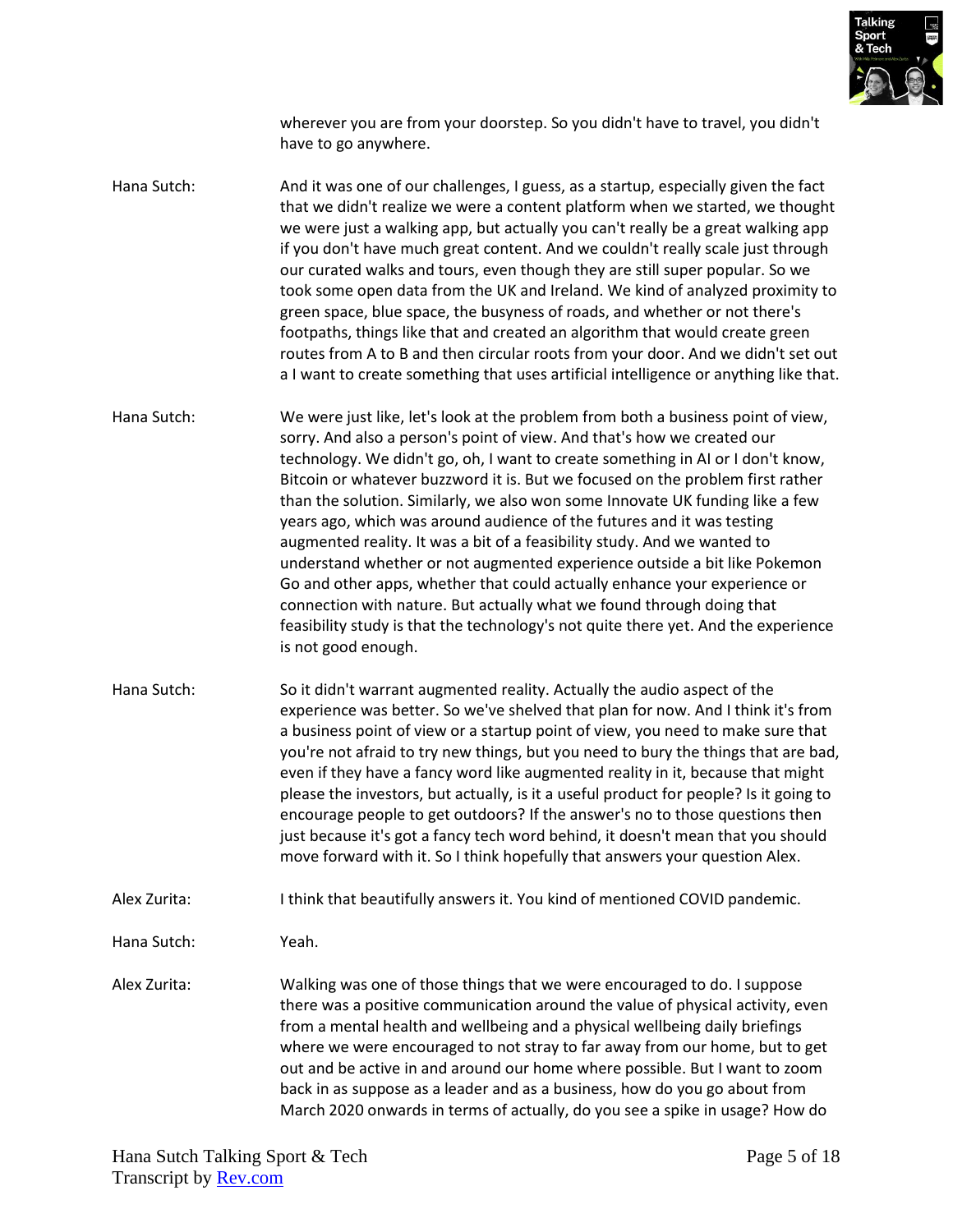wherever you are from your doorstep. So you didn't have to travel, you didn't have to go anywhere.

Hana Sutch: And it was one of our challenges, I guess, as a startup, especially given the fact that we didn't realize we were a content platform when we started, we thought we were just a walking app, but actually you can't really be a great walking app if you don't have much great content. And we couldn't really scale just through our curated walks and tours, even though they are still super popular. So we took some open data from the UK and Ireland. We kind of analyzed proximity to green space, blue space, the busyness of roads, and whether or not there's footpaths, things like that and created an algorithm that would create green routes from A to B and then circular roots from your door. And we didn't set out a I want to create something that uses artificial intelligence or anything like that.

Hana Sutch: We were just like, let's look at the problem from both a business point of view, sorry. And also a person's point of view. And that's how we created our technology. We didn't go, oh, I want to create something in AI or I don't know, Bitcoin or whatever buzzword it is. But we focused on the problem first rather than the solution. Similarly, we also won some Innovate UK funding like a few years ago, which was around audience of the futures and it was testing augmented reality. It was a bit of a feasibility study. And we wanted to understand whether or not augmented experience outside a bit like Pokemon Go and other apps, whether that could actually enhance your experience or connection with nature. But actually what we found through doing that feasibility study is that the technology's not quite there yet. And the experience is not good enough.

Hana Sutch: So it didn't warrant augmented reality. Actually the audio aspect of the experience was better. So we've shelved that plan for now. And I think it's from a business point of view or a startup point of view, you need to make sure that you're not afraid to try new things, but you need to bury the things that are bad, even if they have a fancy word like augmented reality in it, because that might please the investors, but actually, is it a useful product for people? Is it going to encourage people to get outdoors? If the answer's no to those questions then just because it's got a fancy tech word behind, it doesn't mean that you should move forward with it. So I think hopefully that answers your question Alex.

Alex Zurita: I think that beautifully answers it. You kind of mentioned COVID pandemic.

Hana Sutch: Yeah.

Alex Zurita: Walking was one of those things that we were encouraged to do. I suppose there was a positive communication around the value of physical activity, even from a mental health and wellbeing and a physical wellbeing daily briefings where we were encouraged to not stray to far away from our home, but to get out and be active in and around our home where possible. But I want to zoom back in as suppose as a leader and as a business, how do you go about from March 2020 onwards in terms of actually, do you see a spike in usage? How do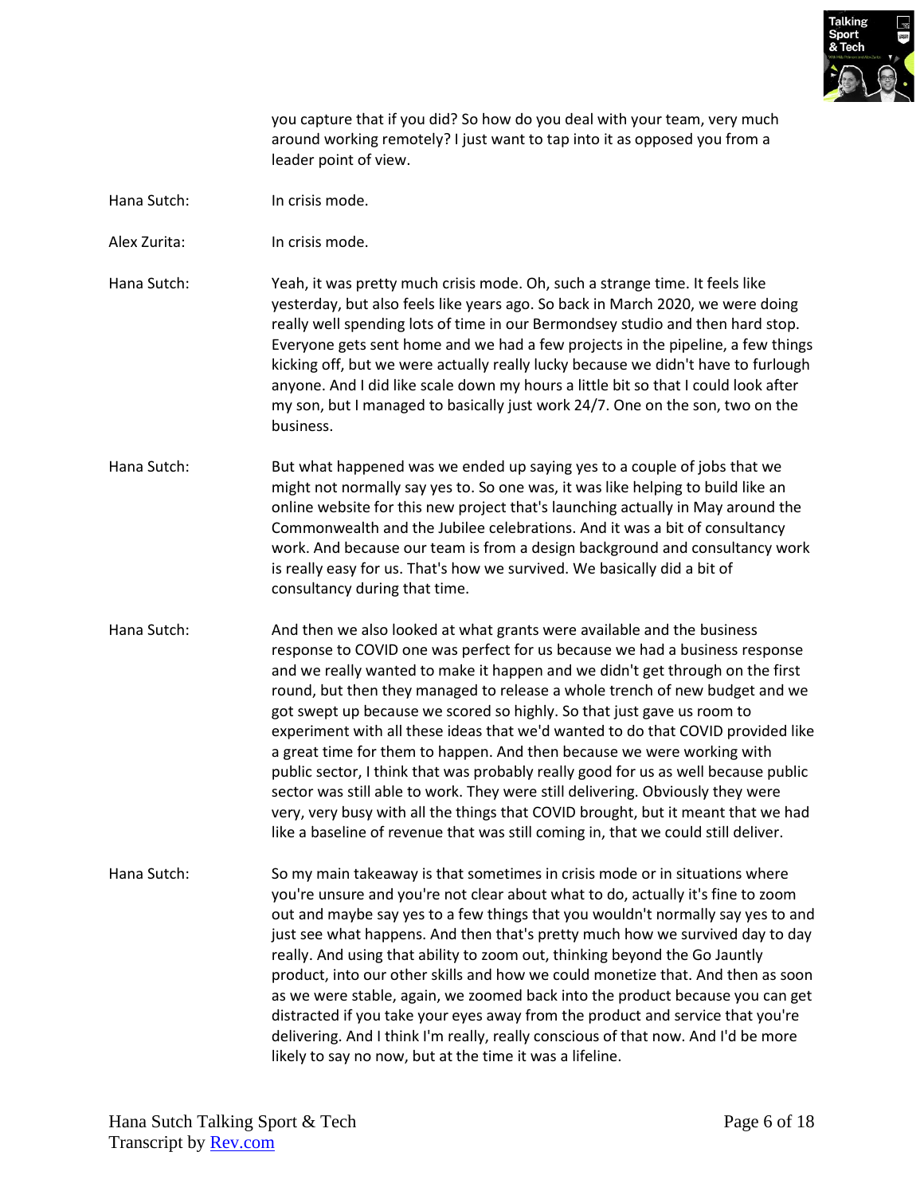you capture that if you did? So how do you deal with your team, very much around working remotely? I just want to tap into it as opposed you from a leader point of view.

Hana Sutch: In crisis mode.

Alex Zurita: In crisis mode.

Hana Sutch: Yeah, it was pretty much crisis mode. Oh, such a strange time. It feels like yesterday, but also feels like years ago. So back in March 2020, we were doing really well spending lots of time in our Bermondsey studio and then hard stop. Everyone gets sent home and we had a few projects in the pipeline, a few things kicking off, but we were actually really lucky because we didn't have to furlough anyone. And I did like scale down my hours a little bit so that I could look after my son, but I managed to basically just work 24/7. One on the son, two on the business.

Hana Sutch: But what happened was we ended up saying yes to a couple of jobs that we might not normally say yes to. So one was, it was like helping to build like an online website for this new project that's launching actually in May around the Commonwealth and the Jubilee celebrations. And it was a bit of consultancy work. And because our team is from a design background and consultancy work is really easy for us. That's how we survived. We basically did a bit of consultancy during that time.

Hana Sutch: And then we also looked at what grants were available and the business response to COVID one was perfect for us because we had a business response and we really wanted to make it happen and we didn't get through on the first round, but then they managed to release a whole trench of new budget and we got swept up because we scored so highly. So that just gave us room to experiment with all these ideas that we'd wanted to do that COVID provided like a great time for them to happen. And then because we were working with public sector, I think that was probably really good for us as well because public sector was still able to work. They were still delivering. Obviously they were very, very busy with all the things that COVID brought, but it meant that we had like a baseline of revenue that was still coming in, that we could still deliver.

Hana Sutch: So my main takeaway is that sometimes in crisis mode or in situations where you're unsure and you're not clear about what to do, actually it's fine to zoom out and maybe say yes to a few things that you wouldn't normally say yes to and just see what happens. And then that's pretty much how we survived day to day really. And using that ability to zoom out, thinking beyond the Go Jauntly product, into our other skills and how we could monetize that. And then as soon as we were stable, again, we zoomed back into the product because you can get distracted if you take your eyes away from the product and service that you're delivering. And I think I'm really, really conscious of that now. And I'd be more likely to say no now, but at the time it was a lifeline.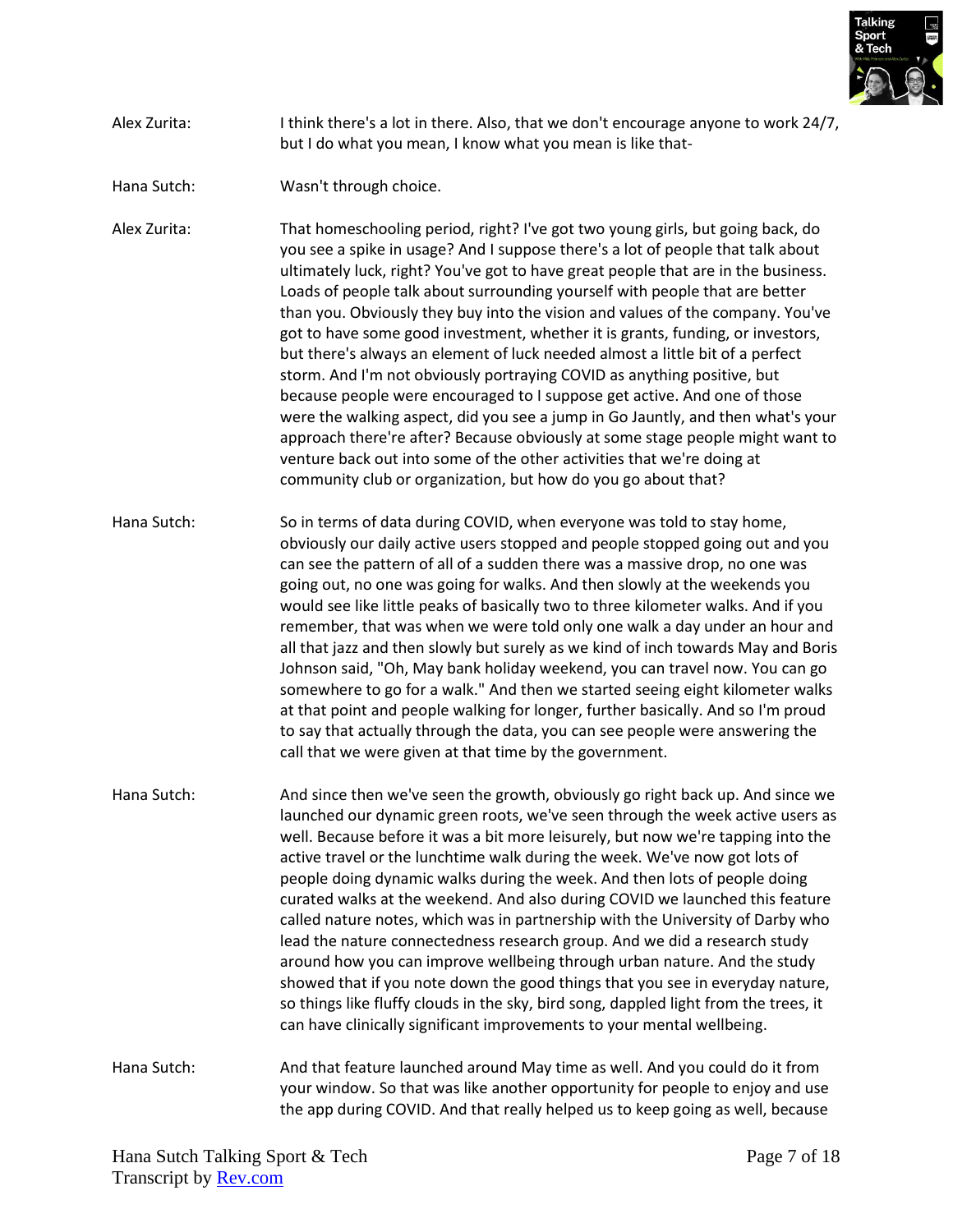Alex Zurita: I think there's a lot in there. Also, that we don't encourage anyone to work 24/7, but I do what you mean, I know what you mean is like that-

Hana Sutch: Wasn't through choice.

Alex Zurita: That homeschooling period, right? I've got two young girls, but going back, do you see a spike in usage? And I suppose there's a lot of people that talk about ultimately luck, right? You've got to have great people that are in the business. Loads of people talk about surrounding yourself with people that are better than you. Obviously they buy into the vision and values of the company. You've got to have some good investment, whether it is grants, funding, or investors, but there's always an element of luck needed almost a little bit of a perfect storm. And I'm not obviously portraying COVID as anything positive, but because people were encouraged to I suppose get active. And one of those were the walking aspect, did you see a jump in Go Jauntly, and then what's your approach there're after? Because obviously at some stage people might want to venture back out into some of the other activities that we're doing at community club or organization, but how do you go about that?

Hana Sutch: So in terms of data during COVID, when everyone was told to stay home, obviously our daily active users stopped and people stopped going out and you can see the pattern of all of a sudden there was a massive drop, no one was going out, no one was going for walks. And then slowly at the weekends you would see like little peaks of basically two to three kilometer walks. And if you remember, that was when we were told only one walk a day under an hour and all that jazz and then slowly but surely as we kind of inch towards May and Boris Johnson said, "Oh, May bank holiday weekend, you can travel now. You can go somewhere to go for a walk." And then we started seeing eight kilometer walks at that point and people walking for longer, further basically. And so I'm proud to say that actually through the data, you can see people were answering the call that we were given at that time by the government.

Hana Sutch: And since then we've seen the growth, obviously go right back up. And since we launched our dynamic green roots, we've seen through the week active users as well. Because before it was a bit more leisurely, but now we're tapping into the active travel or the lunchtime walk during the week. We've now got lots of people doing dynamic walks during the week. And then lots of people doing curated walks at the weekend. And also during COVID we launched this feature called nature notes, which was in partnership with the University of Darby who lead the nature connectedness research group. And we did a research study around how you can improve wellbeing through urban nature. And the study showed that if you note down the good things that you see in everyday nature, so things like fluffy clouds in the sky, bird song, dappled light from the trees, it can have clinically significant improvements to your mental wellbeing.

Hana Sutch: And that feature launched around May time as well. And you could do it from your window. So that was like another opportunity for people to enjoy and use the app during COVID. And that really helped us to keep going as well, because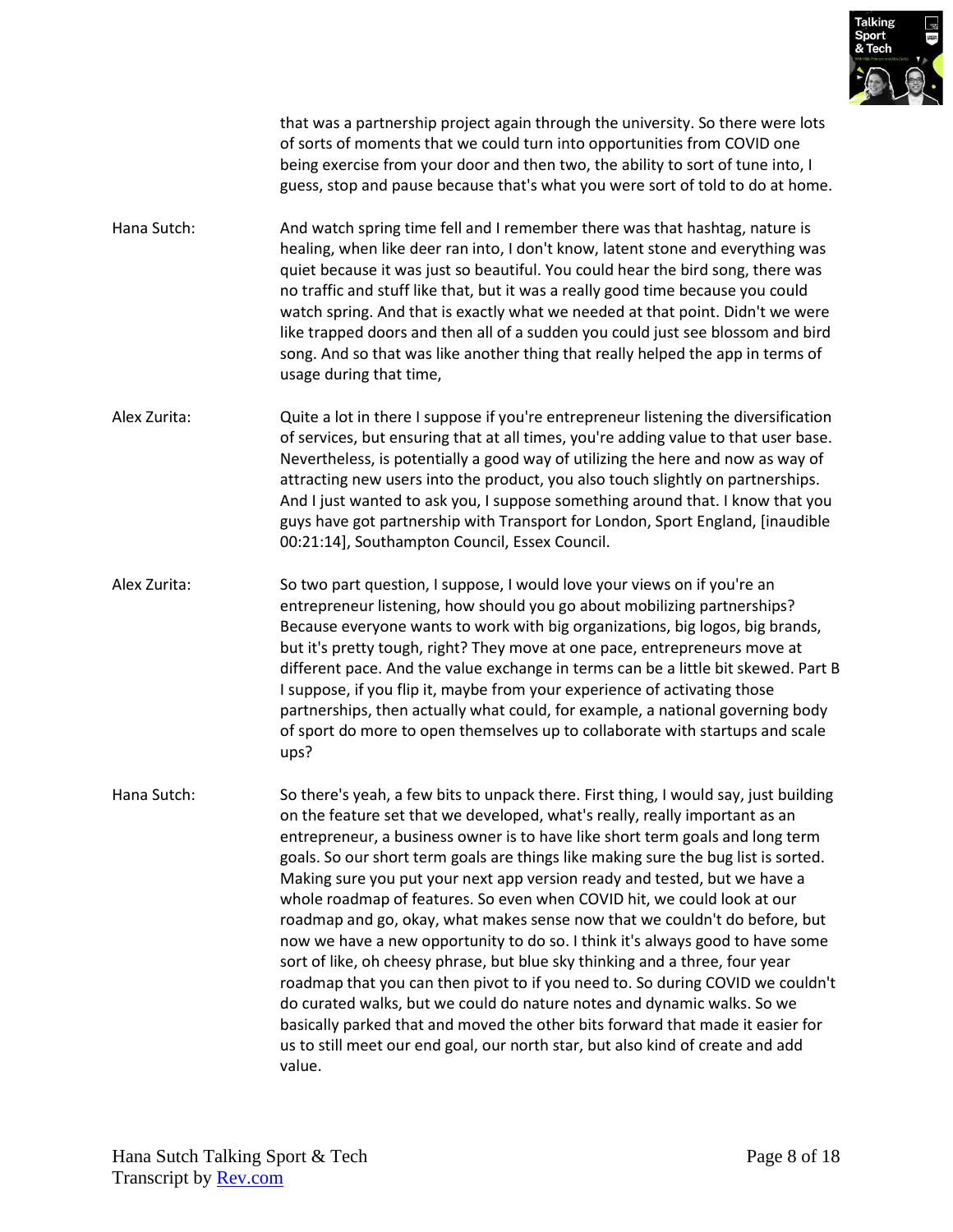that was a partnership project again through the university. So there were lots of sorts of moments that we could turn into opportunities from COVID one being exercise from your door and then two, the ability to sort of tune into, I guess, stop and pause because that's what you were sort of told to do at home.

**Hana Sutch:** And watch spring time fell and I remember there was that hashtag, nature is healing, when like deer ran into, I don't know, latent stone and everything was quiet because it was just so beautiful. You could hear the bird song, there was no traffic and stuff like that, but it was a really good time because you could watch spring. And that is exactly what we needed at that point. Didn't we were like trapped doors and then all of a sudden you could just see blossom and bird song. And so that was like another thing that really helped the app in terms of usage during that time,

**Alex Zurita:** Quite a lot in there I suppose if you're entrepreneur listening the diversification of services, but ensuring that at all times, you're adding value to that user base. Nevertheless, is potentially a good way of utilizing the here and now as way of attracting new users into the product, you also touch slightly on partnerships. And I just wanted to ask you, I suppose something around that. I know that you guys have got partnership with Transport for London, Sport England, [inaudible 00:21:14], Southampton Council, Essex Council.

**Alex Zurita:** So two part question, I suppose, I would love your views on if you're an entrepreneur listening, how should you go about mobilizing partnerships? Because everyone wants to work with big organizations, big logos, big brands, but it's pretty tough, right? They move at one pace, entrepreneurs move at different pace. And the value exchange in terms can be a little bit skewed. Part B I suppose, if you flip it, maybe from your experience of activating those partnerships, then actually what could, for example, a national governing body of sport do more to open themselves up to collaborate with startups and scale ups?

**Hana Sutch:** So there's yeah, a few bits to unpack there. First thing, I would say, just building on the feature set that we developed, what's really, really important as an entrepreneur, a business owner is to have like short term goals and long term goals. So our short term goals are things like making sure the bug list is sorted. Making sure you put your next app version ready and tested, but we have a whole roadmap of features. So even when COVID hit, we could look at our roadmap and go, okay, what makes sense now that we couldn't do before, but now we have a new opportunity to do so. I think it's always good to have some sort of like, oh cheesy phrase, but blue sky thinking and a three, four year roadmap that you can then pivot to if you need to. So during COVID we couldn't do curated walks, but we could do nature notes and dynamic walks. So we basically parked that and moved the other bits forward that made it easier for us to still meet our end goal, our north star, but also kind of create and add value.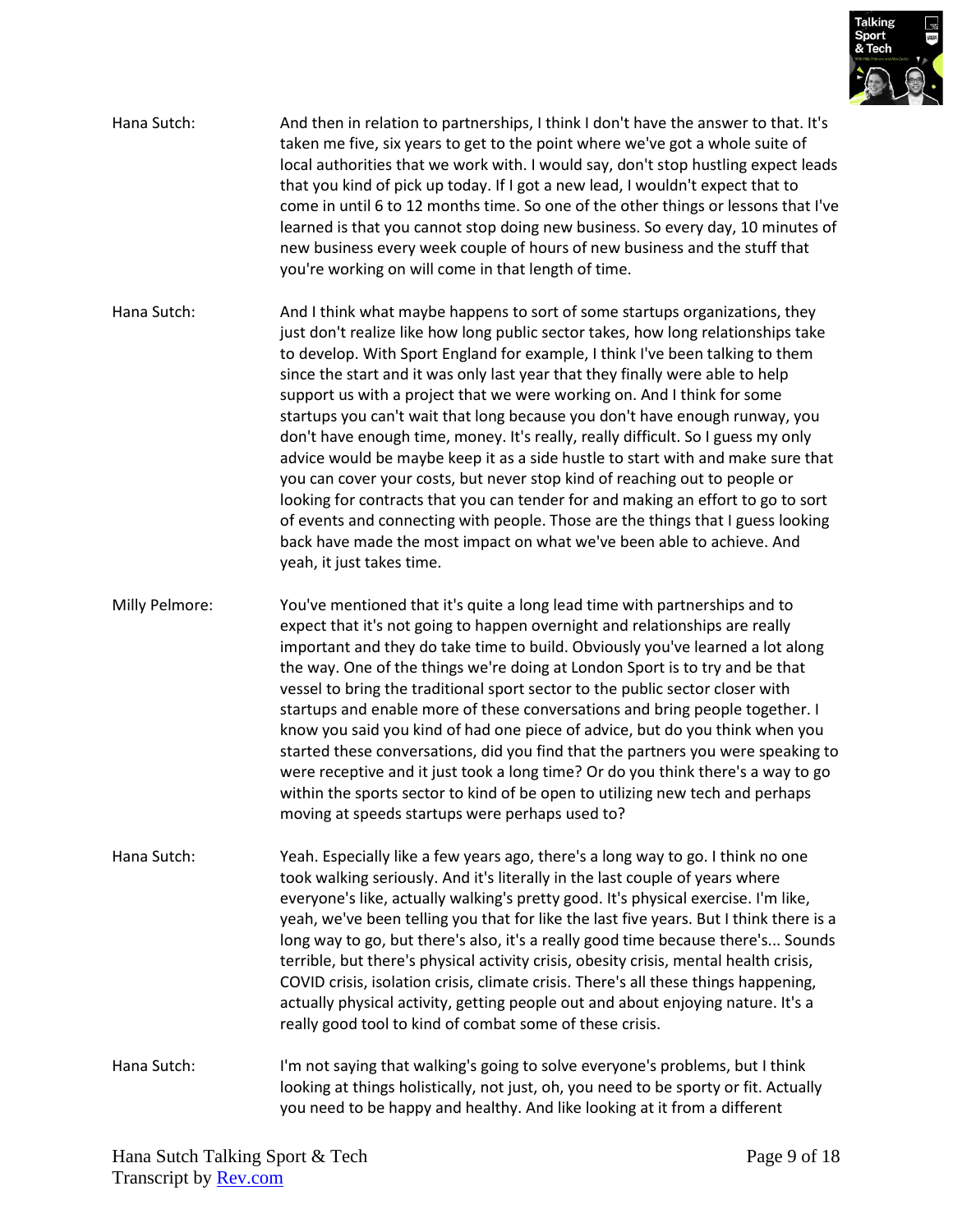Hana Sutch: And then in relation to partnerships, I think I don't have the answer to that. It's taken me five, six years to get to the point where we've got a whole suite of local authorities that we work with. I would say, don't stop hustling expect leads that you kind of pick up today. If I got a new lead, I wouldn't expect that to come in until 6 to 12 months time. So one of the other things or lessons that I've learned is that you cannot stop doing new business. So every day, 10 minutes of new business every week couple of hours of new business and the stuff that you're working on will come in that length of time.

Hana Sutch: And I think what maybe happens to sort of some startups organizations, they just don't realize like how long public sector takes, how long relationships take to develop. With Sport England for example, I think I've been talking to them since the start and it was only last year that they finally were able to help support us with a project that we were working on. And I think for some startups you can't wait that long because you don't have enough runway, you don't have enough time, money. It's really, really difficult. So I guess my only advice would be maybe keep it as a side hustle to start with and make sure that you can cover your costs, but never stop kind of reaching out to people or looking for contracts that you can tender for and making an effort to go to sort of events and connecting with people. Those are the things that I guess looking back have made the most impact on what we've been able to achieve. And yeah, it just takes time.

Milly Pelmore: You've mentioned that it's quite a long lead time with partnerships and to expect that it's not going to happen overnight and relationships are really important and they do take time to build. Obviously you've learned a lot along the way. One of the things we're doing at London Sport is to try and be that vessel to bring the traditional sport sector to the public sector closer with startups and enable more of these conversations and bring people together. I know you said you kind of had one piece of advice, but do you think when you started these conversations, did you find that the partners you were speaking to were receptive and it just took a long time? Or do you think there's a way to go within the sports sector to kind of be open to utilizing new tech and perhaps moving at speeds startups were perhaps used to?

Hana Sutch: Yeah. Especially like a few years ago, there's a long way to go. I think no one took walking seriously. And it's literally in the last couple of years where everyone's like, actually walking's pretty good. It's physical exercise. I'm like, yeah, we've been telling you that for like the last five years. But I think there is a long way to go, but there's also, it's a really good time because there's... Sounds terrible, but there's physical activity crisis, obesity crisis, mental health crisis, COVID crisis, isolation crisis, climate crisis. There's all these things happening, actually physical activity, getting people out and about enjoying nature. It's a really good tool to kind of combat some of these crisis.

Hana Sutch: I'm not saying that walking's going to solve everyone's problems, but I think looking at things holistically, not just, oh, you need to be sporty or fit. Actually you need to be happy and healthy. And like looking at it from a different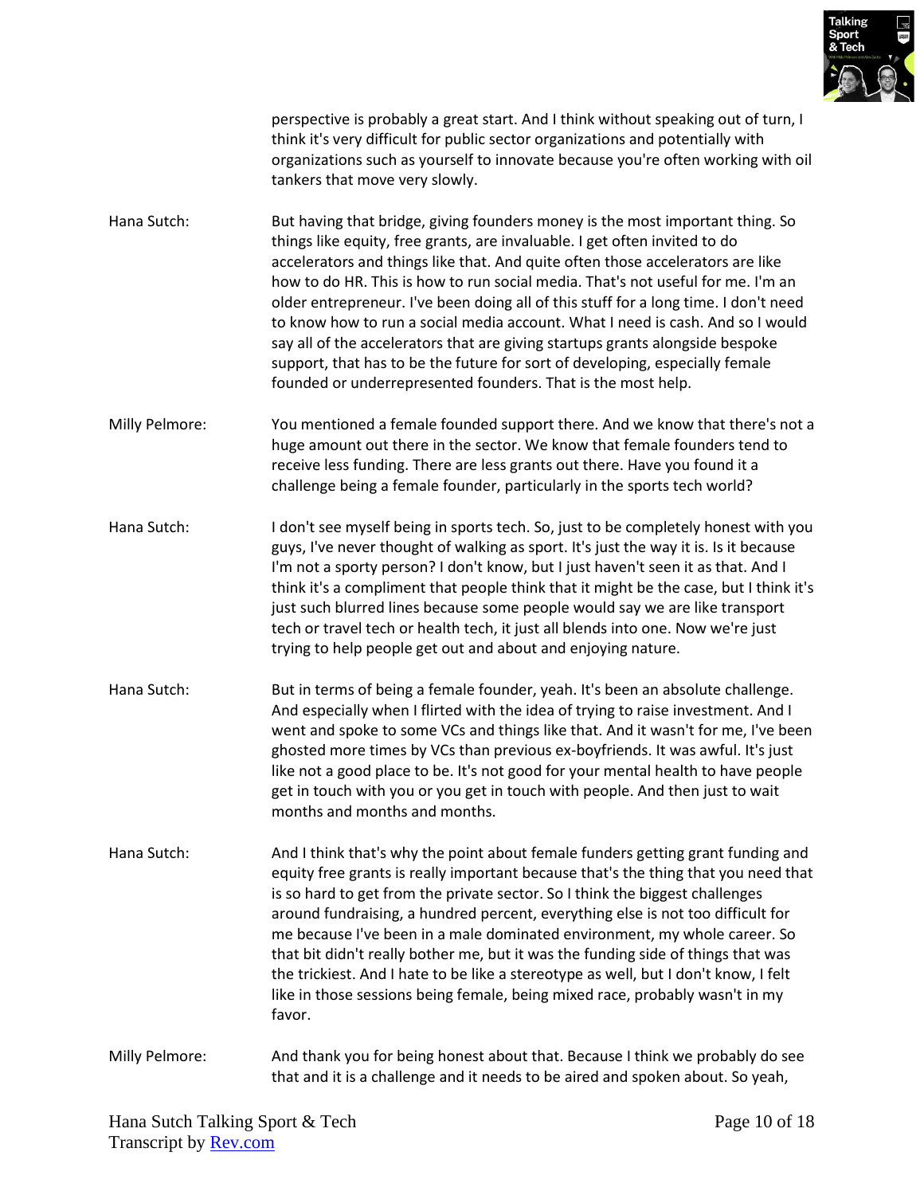perspective is probably a great start. And I think without speaking out of turn, I think it's very difficult for public sector organizations and potentially with organizations such as yourself to innovate because you're often working with oil tankers that move very slowly.

Hana Sutch: But having that bridge, giving founders money is the most important thing. So things like equity, free grants, are invaluable. I get often invited to do accelerators and things like that. And quite often those accelerators are like how to do HR. This is how to run social media. That's not useful for me. I'm an older entrepreneur. I've been doing all of this stuff for a long time. I don't need to know how to run a social media account. What I need is cash. And so I would say all of the accelerators that are giving startups grants alongside bespoke support, that has to be the future for sort of developing, especially female founded or underrepresented founders. That is the most help.

Milly Pelmore: You mentioned a female founded support there. And we know that there's not a huge amount out there in the sector. We know that female founders tend to receive less funding. There are less grants out there. Have you found it a challenge being a female founder, particularly in the sports tech world?

Hana Sutch: I don't see myself being in sports tech. So, just to be completely honest with you guys, I've never thought of walking as sport. It's just the way it is. Is it because I'm not a sporty person? I don't know, but I just haven't seen it as that. And I think it's a compliment that people think that it might be the case, but I think it's just such blurred lines because some people would say we are like transport tech or travel tech or health tech, it just all blends into one. Now we're just trying to help people get out and about and enjoying nature.

Hana Sutch: But in terms of being a female founder, yeah. It's been an absolute challenge. And especially when I flirted with the idea of trying to raise investment. And I went and spoke to some VCs and things like that. And it wasn't for me, I've been ghosted more times by VCs than previous ex-boyfriends. It was awful. It's just like not a good place to be. It's not good for your mental health to have people get in touch with you or you get in touch with people. And then just to wait months and months and months.

Hana Sutch: And I think that's why the point about female funders getting grant funding and equity free grants is really important because that's the thing that you need that is so hard to get from the private sector. So I think the biggest challenges around fundraising, a hundred percent, everything else is not too difficult for me because I've been in a male dominated environment, my whole career. So that bit didn't really bother me, but it was the funding side of things that was the trickiest. And I hate to be like a stereotype as well, but I don't know, I felt like in those sessions being female, being mixed race, probably wasn't in my favor.

Milly Pelmore: And thank you for being honest about that. Because I think we probably do see that and it is a challenge and it needs to be aired and spoken about. So yeah,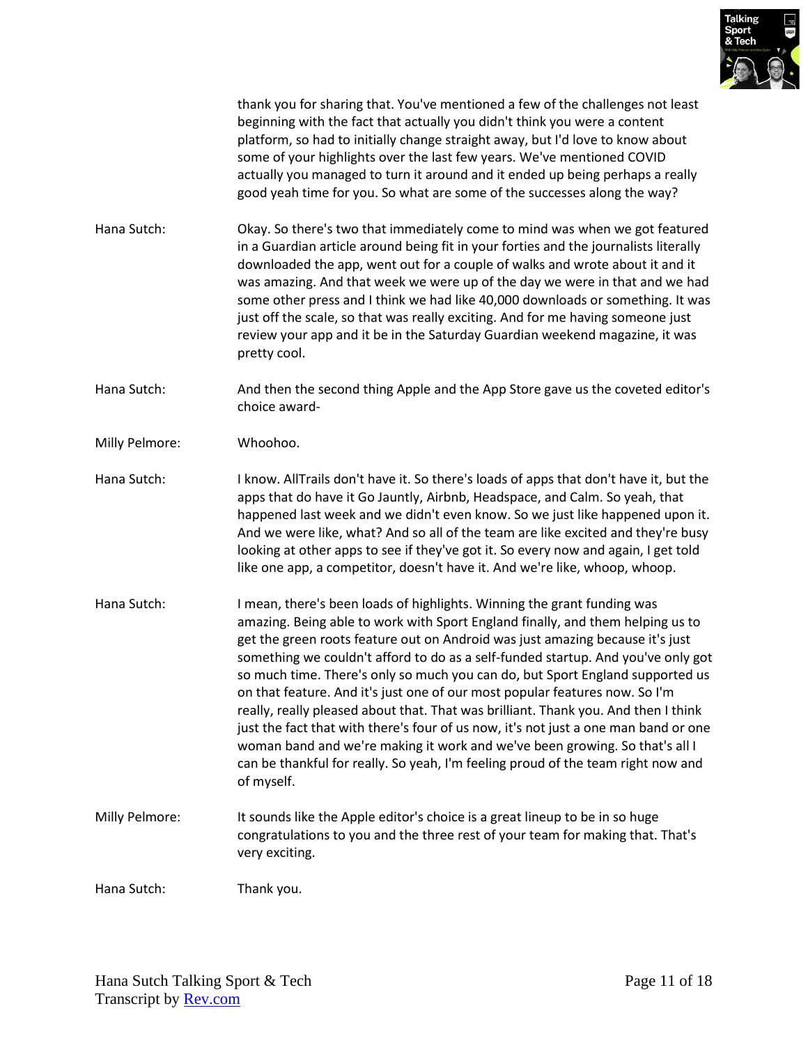thank you for sharing that. You've mentioned a few of the challenges not least beginning with the fact that actually you didn't think you were a content platform, so had to initially change straight away, but I'd love to know about some of your highlights over the last few years. We've mentioned COVID actually you managed to turn it around and it ended up being perhaps a really good yeah time for you. So what are some of the successes along the way?

**Hana Sutch:** Okay. So there's two that immediately come to mind was when we got featured in a Guardian article around being fit in your forties and the journalists literally downloaded the app, went out for a couple of walks and wrote about it and it was amazing. And that week we were up of the day we were in that and we had some other press and I think we had like 40,000 downloads or something. It was just off the scale, so that was really exciting. And for me having someone just review your app and it be in the Saturday Guardian weekend magazine, it was pretty cool.

**Hana Sutch:** And then the second thing Apple and the App Store gave us the coveted editor's choice award-

**Milly Pelmore:** Whoohoo.

**Hana Sutch:** I know. AllTrails don't have it. So there's loads of apps that don't have it, but the apps that do have it Go Jauntly, Airbnb, Headspace, and Calm. So yeah, that happened last week and we didn't even know. So we just like happened upon it. And we were like, what? And so all of the team are like excited and they're busy looking at other apps to see if they've got it. So every now and again, I get told like one app, a competitor, doesn't have it. And we're like, whoop, whoop.

**Hana Sutch:** I mean, there's been loads of highlights. Winning the grant funding was amazing. Being able to work with Sport England finally, and them helping us to get the green roots feature out on Android was just amazing because it's just something we couldn't afford to do as a self-funded startup. And you've only got so much time. There's only so much you can do, but Sport England supported us on that feature. And it's just one of our most popular features now. So I'm really, really pleased about that. That was brilliant. Thank you. And then I think just the fact that with there's four of us now, it's not just a one man band or one woman band and we're making it work and we've been growing. So that's all I can be thankful for really. So yeah, I'm feeling proud of the team right now and of myself.

**Milly Pelmore:** It sounds like the Apple editor's choice is a great lineup to be in so huge congratulations to you and the three rest of your team for making that. That's very exciting.

**Hana Sutch:** Thank you.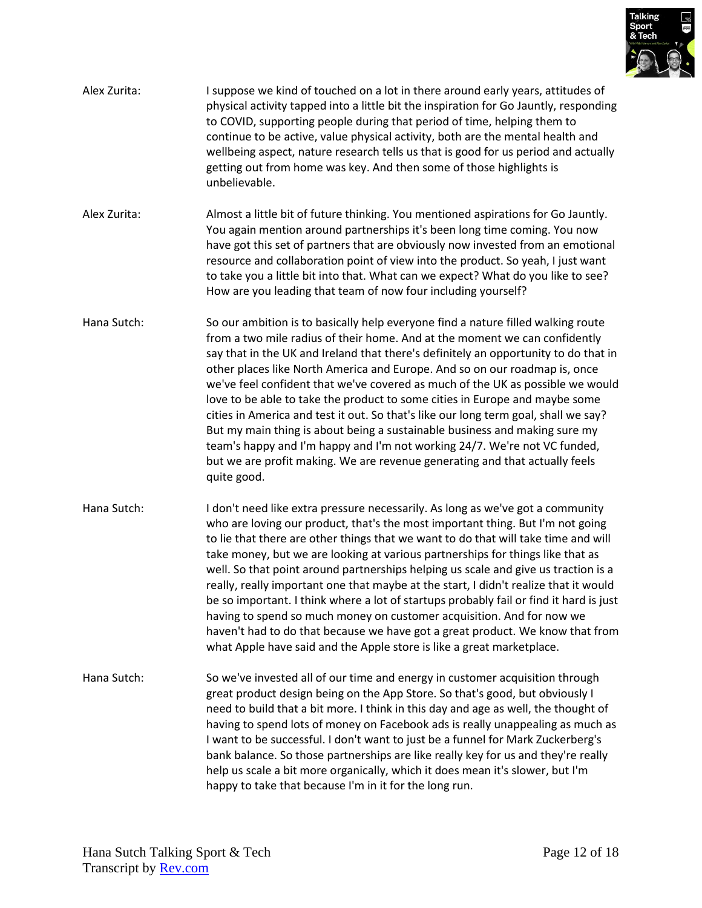Alex Zurita: I suppose we kind of touched on a lot in there around early years, attitudes of physical activity tapped into a little bit the inspiration for Go Jauntly, responding to COVID, supporting people during that period of time, helping them to continue to be active, value physical activity, both are the mental health and wellbeing aspect, nature research tells us that is good for us period and actually getting out from home was key. And then some of those highlights is unbelievable.

Alex Zurita: Almost a little bit of future thinking. You mentioned aspirations for Go Jauntly. You again mention around partnerships it's been long time coming. You now have got this set of partners that are obviously now invested from an emotional resource and collaboration point of view into the product. So yeah, I just want to take you a little bit into that. What can we expect? What do you like to see? How are you leading that team of now four including yourself?

Hana Sutch: So our ambition is to basically help everyone find a nature filled walking route from a two mile radius of their home. And at the moment we can confidently say that in the UK and Ireland that there's definitely an opportunity to do that in other places like North America and Europe. And so on our roadmap is, once we've feel confident that we've covered as much of the UK as possible we would love to be able to take the product to some cities in Europe and maybe some cities in America and test it out. So that's like our long term goal, shall we say? But my main thing is about being a sustainable business and making sure my team's happy and I'm happy and I'm not working 24/7. We're not VC funded, but we are profit making. We are revenue generating and that actually feels quite good.

Hana Sutch: I don't need like extra pressure necessarily. As long as we've got a community who are loving our product, that's the most important thing. But I'm not going to lie that there are other things that we want to do that will take time and will take money, but we are looking at various partnerships for things like that as well. So that point around partnerships helping us scale and give us traction is a really, really important one that maybe at the start, I didn't realize that it would be so important. I think where a lot of startups probably fail or find it hard is just having to spend so much money on customer acquisition. And for now we haven't had to do that because we have got a great product. We know that from what Apple have said and the Apple store is like a great marketplace.

Hana Sutch: So we've invested all of our time and energy in customer acquisition through great product design being on the App Store. So that's good, but obviously I need to build that a bit more. I think in this day and age as well, the thought of having to spend lots of money on Facebook ads is really unappealing as much as I want to be successful. I don't want to just be a funnel for Mark Zuckerberg's bank balance. So those partnerships are like really key for us and they're really help us scale a bit more organically, which it does mean it's slower, but I'm happy to take that because I'm in it for the long run.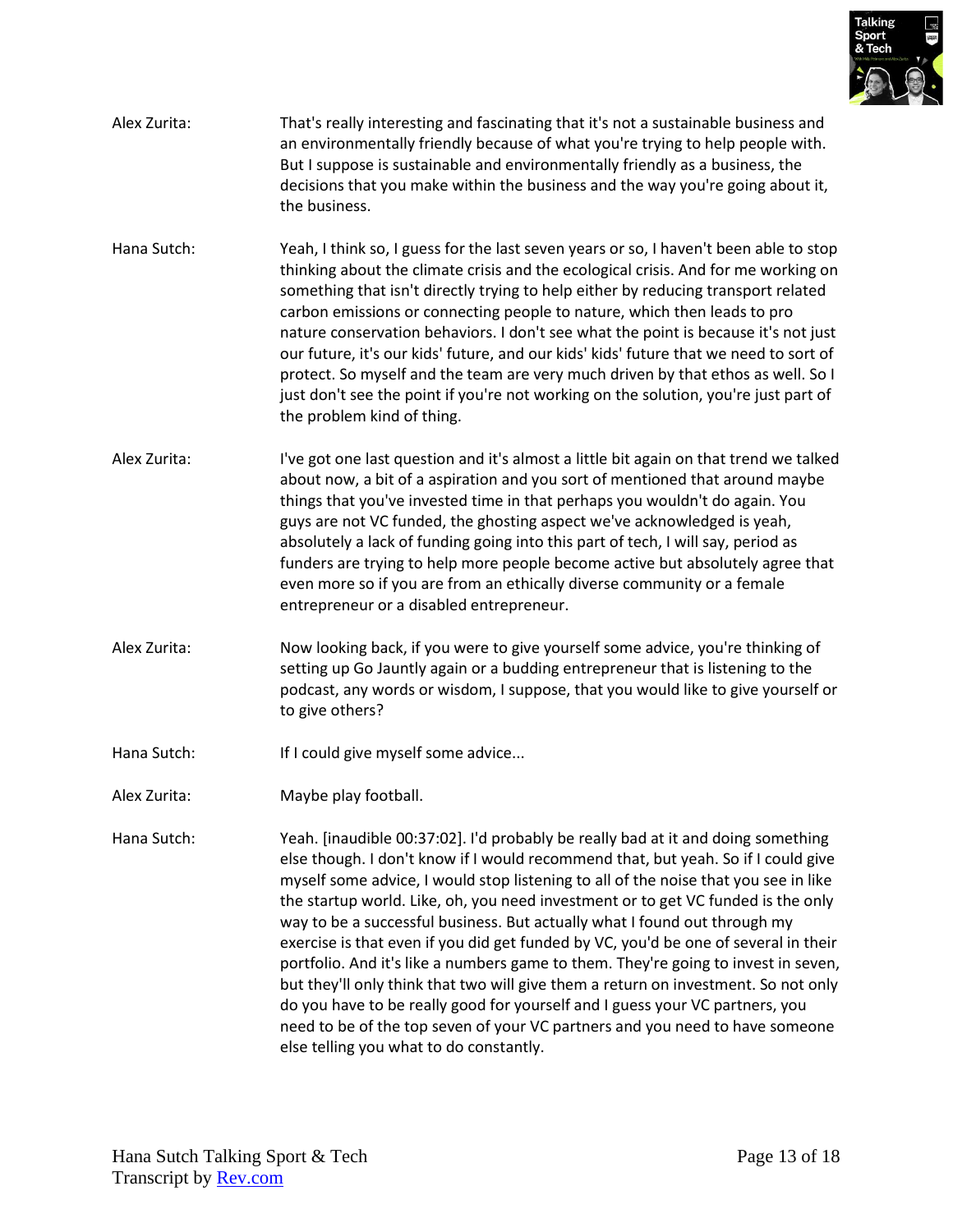Alex Zurita: That's really interesting and fascinating that it's not a sustainable business and an environmentally friendly because of what you're trying to help people with. But I suppose is sustainable and environmentally friendly as a business, the decisions that you make within the business and the way you're going about it, the business.

Hana Sutch: Yeah, I think so, I guess for the last seven years or so, I haven't been able to stop thinking about the climate crisis and the ecological crisis. And for me working on something that isn't directly trying to help either by reducing transport related carbon emissions or connecting people to nature, which then leads to pro nature conservation behaviors. I don't see what the point is because it's not just our future, it's our kids' future, and our kids' kids' future that we need to sort of protect. So myself and the team are very much driven by that ethos as well. So I just don't see the point if you're not working on the solution, you're just part of the problem kind of thing.

Alex Zurita: I've got one last question and it's almost a little bit again on that trend we talked about now, a bit of a aspiration and you sort of mentioned that around maybe things that you've invested time in that perhaps you wouldn't do again. You guys are not VC funded, the ghosting aspect we've acknowledged is yeah, absolutely a lack of funding going into this part of tech, I will say, period as funders are trying to help more people become active but absolutely agree that even more so if you are from an ethically diverse community or a female entrepreneur or a disabled entrepreneur.

Alex Zurita: Now looking back, if you were to give yourself some advice, you're thinking of setting up Go Jauntly again or a budding entrepreneur that is listening to the podcast, any words or wisdom, I suppose, that you would like to give yourself or to give others?

Hana Sutch: If I could give myself some advice...

Alex Zurita: Maybe play football.

Hana Sutch: Yeah. [inaudible 00:37:02]. I'd probably be really bad at it and doing something else though. I don't know if I would recommend that, but yeah. So if I could give myself some advice, I would stop listening to all of the noise that you see in like the startup world. Like, oh, you need investment or to get VC funded is the only way to be a successful business. But actually what I found out through my exercise is that even if you did get funded by VC, you'd be one of several in their portfolio. And it's like a numbers game to them. They're going to invest in seven, but they'll only think that two will give them a return on investment. So not only do you have to be really good for yourself and I guess your VC partners, you need to be of the top seven of your VC partners and you need to have someone else telling you what to do constantly.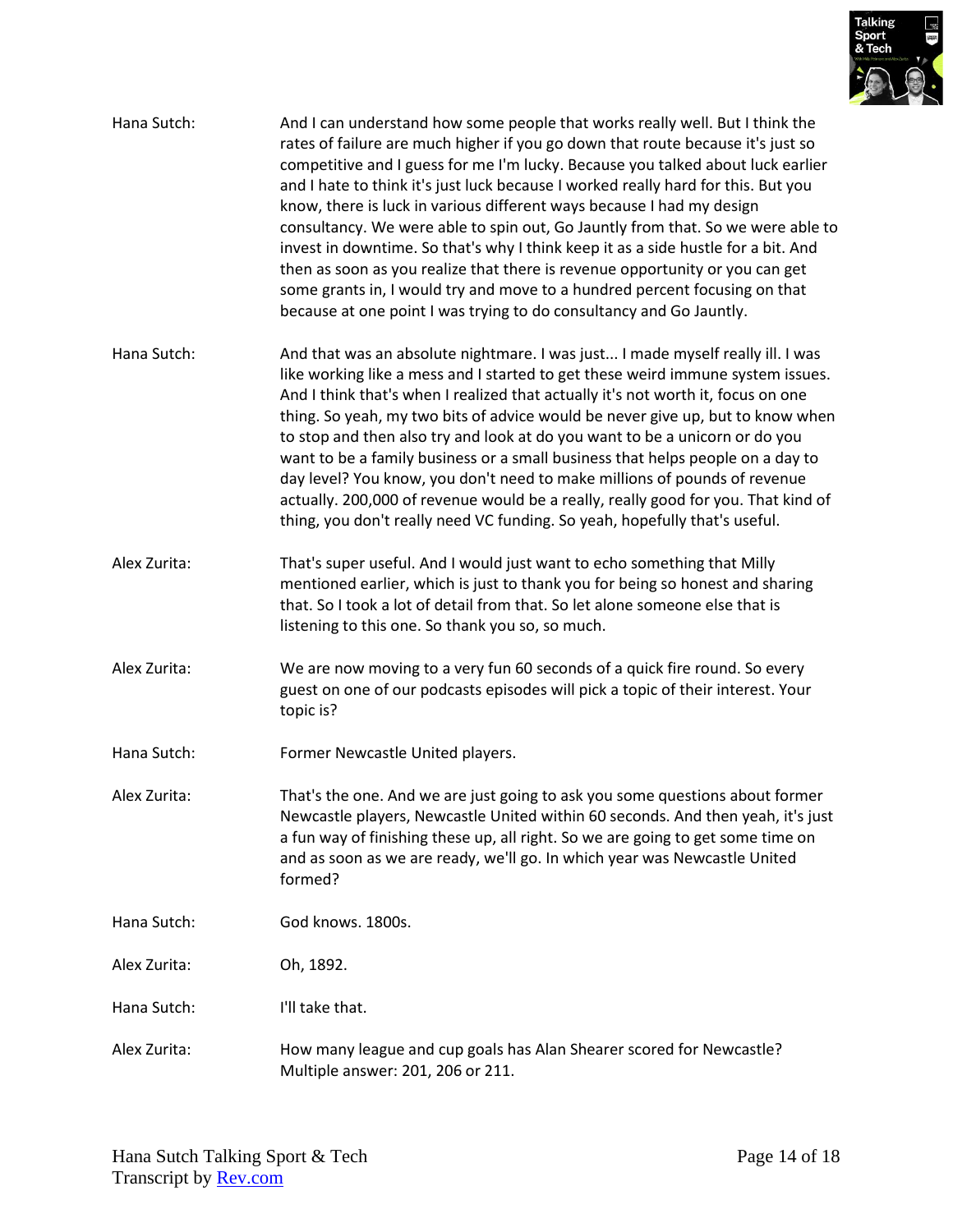**Hana Sutch:** And I can understand how some people that works really well. But I think the rates of failure are much higher if you go down that route because it's just so competitive and I guess for me I'm lucky. Because you talked about luck earlier and I hate to think it's just luck because I worked really hard for this. But you know, there is luck in various different ways because I had my design consultancy. We were able to spin out, Go Jauntly from that. So we were able to invest in downtime. So that's why I think keep it as a side hustle for a bit. And then as soon as you realize that there is revenue opportunity or you can get some grants in, I would try and move to a hundred percent focusing on that because at one point I was trying to do consultancy and Go Jauntly.

**Hana Sutch:** And that was an absolute nightmare. I was just... I made myself really ill. I was like working like a mess and I started to get these weird immune system issues. And I think that's when I realized that actually it's not worth it, focus on one thing. So yeah, my two bits of advice would be never give up, but to know when to stop and then also try and look at do you want to be a unicorn or do you want to be a family business or a small business that helps people on a day to day level? You know, you don't need to make millions of pounds of revenue actually. 200,000 of revenue would be a really, really good for you. That kind of thing, you don't really need VC funding. So yeah, hopefully that's useful.

**Alex Zurita:** That's super useful. And I would just want to echo something that Milly mentioned earlier, which is just to thank you for being so honest and sharing that. So I took a lot of detail from that. So let alone someone else that is listening to this one. So thank you so, so much.

**Alex Zurita:** We are now moving to a very fun 60 seconds of a quick fire round. So every guest on one of our podcasts episodes will pick a topic of their interest. Your topic is?

**Hana Sutch:** Former Newcastle United players.

**Alex Zurita:** That's the one. And we are just going to ask you some questions about former Newcastle players, Newcastle United within 60 seconds. And then yeah, it's just a fun way of finishing these up, all right. So we are going to get some time on and as soon as we are ready, we'll go. In which year was Newcastle United formed?

**Hana Sutch:** God knows. 1800s.

**Alex Zurita:** Oh, 1892.

**Hana Sutch:** I'll take that.

**Alex Zurita:** How many league and cup goals has Alan Shearer scored for Newcastle? Multiple answer: 201, 206 or 211.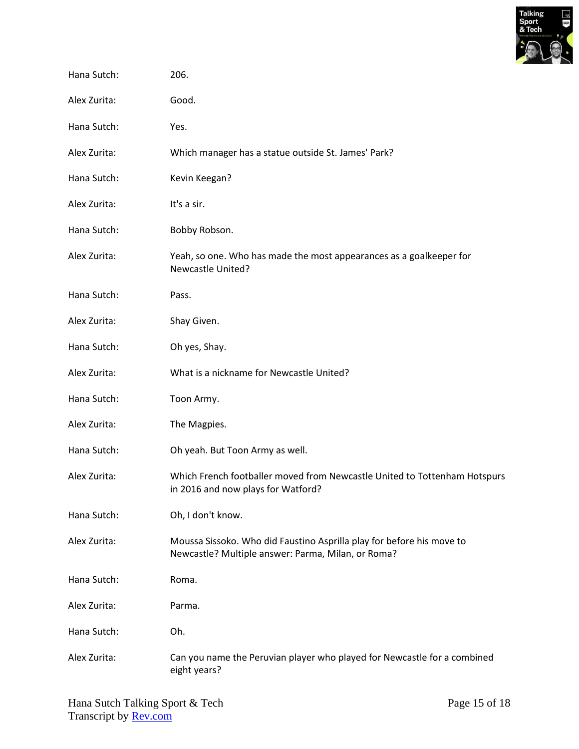Hana Sutch: 206.

Alex Zurita: Good.

Hana Sutch: Yes.

Alex Zurita: Which manager has a statue outside St. James' Park?

Hana Sutch: Kevin Keegan?

Alex Zurita: It's a sir.

Hana Sutch: Bobby Robson.

Alex Zurita: Yeah, so one. Who has made the most appearances as a goalkeeper for Newcastle United?

Hana Sutch: Pass.

Alex Zurita: Shay Given.

Hana Sutch: Oh yes, Shay.

Alex Zurita: What is a nickname for Newcastle United?

Hana Sutch: Toon Army.

Alex Zurita: The Magpies.

Hana Sutch: Oh yeah. But Toon Army as well.

Alex Zurita: Which French footballer moved from Newcastle United to Tottenham Hotspurs in 2016 and now plays for Watford?

Hana Sutch: Oh, I don't know.

Alex Zurita: Moussa Sissoko. Who did Faustino Asprilla play for before his move to Newcastle? Multiple answer: Parma, Milan, or Roma?

Hana Sutch: Roma.

Alex Zurita: Parma.

Hana Sutch: Oh.

Alex Zurita: Can you name the Peruvian player who played for Newcastle for a combined eight years?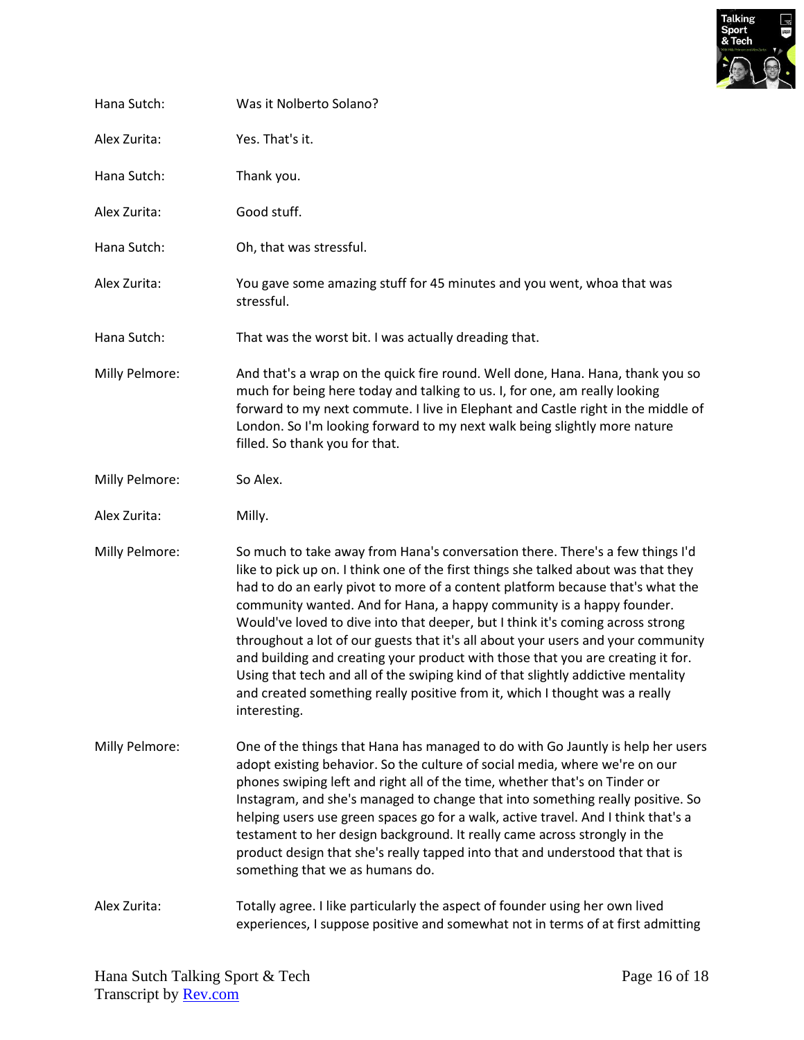Hana Sutch: Was it Nolberto Solano?

Alex Zurita: Yes. That's it.

Hana Sutch: Thank you.

Alex Zurita: Good stuff.

Hana Sutch: Oh, that was stressful.

Alex Zurita: You gave some amazing stuff for 45 minutes and you went, whoa that was stressful.

Hana Sutch: That was the worst bit. I was actually dreading that.

Milly Pelmore: And that's a wrap on the quick fire round. Well done, Hana. Hana, thank you so much for being here today and talking to us. I, for one, am really looking forward to my next commute. I live in Elephant and Castle right in the middle of London. So I'm looking forward to my next walk being slightly more nature filled. So thank you for that.

Milly Pelmore: So Alex.

Alex Zurita: Milly.

Milly Pelmore: So much to take away from Hana's conversation there. There's a few things I'd like to pick up on. I think one of the first things she talked about was that they had to do an early pivot to more of a content platform because that's what the community wanted. And for Hana, a happy community is a happy founder. Would've loved to dive into that deeper, but I think it's coming across strong throughout a lot of our guests that it's all about your users and your community and building and creating your product with those that you are creating it for. Using that tech and all of the swiping kind of that slightly addictive mentality and created something really positive from it, which I thought was a really interesting.

Milly Pelmore: One of the things that Hana has managed to do with Go Jauntly is help her users adopt existing behavior. So the culture of social media, where we're on our phones swiping left and right all of the time, whether that's on Tinder or Instagram, and she's managed to change that into something really positive. So helping users use green spaces go for a walk, active travel. And I think that's a testament to her design background. It really came across strongly in the product design that she's really tapped into that and understood that that is something that we as humans do.

Alex Zurita: Totally agree. I like particularly the aspect of founder using her own lived experiences, I suppose positive and somewhat not in terms of at first admitting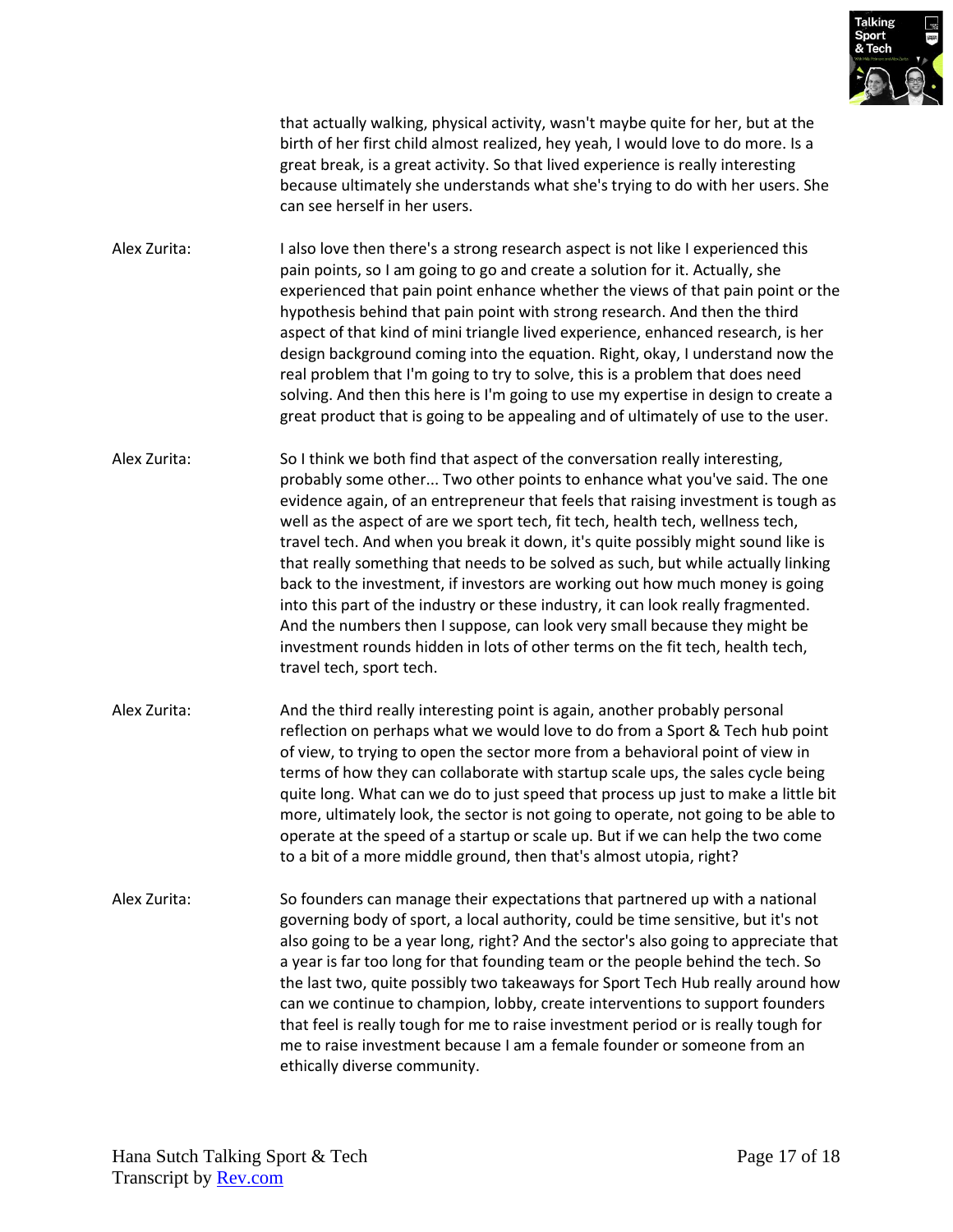that actually walking, physical activity, wasn't maybe quite for her, but at the birth of her first child almost realized, hey yeah, I would love to do more. Is a great break, is a great activity. So that lived experience is really interesting because ultimately she understands what she's trying to do with her users. She can see herself in her users.

Alex Zurita: I also love then there's a strong research aspect is not like I experienced this pain points, so I am going to go and create a solution for it. Actually, she experienced that pain point enhance whether the views of that pain point or the hypothesis behind that pain point with strong research. And then the third aspect of that kind of mini triangle lived experience, enhanced research, is her design background coming into the equation. Right, okay, I understand now the real problem that I'm going to try to solve, this is a problem that does need solving. And then this here is I'm going to use my expertise in design to create a great product that is going to be appealing and of ultimately of use to the user.

Alex Zurita: So I think we both find that aspect of the conversation really interesting, probably some other... Two other points to enhance what you've said. The one evidence again, of an entrepreneur that feels that raising investment is tough as well as the aspect of are we sport tech, fit tech, health tech, wellness tech, travel tech. And when you break it down, it's quite possibly might sound like is that really something that needs to be solved as such, but while actually linking back to the investment, if investors are working out how much money is going into this part of the industry or these industry, it can look really fragmented. And the numbers then I suppose, can look very small because they might be investment rounds hidden in lots of other terms on the fit tech, health tech, travel tech, sport tech.

Alex Zurita: And the third really interesting point is again, another probably personal reflection on perhaps what we would love to do from a Sport & Tech hub point of view, to trying to open the sector more from a behavioral point of view in terms of how they can collaborate with startup scale ups, the sales cycle being quite long. What can we do to just speed that process up just to make a little bit more, ultimately look, the sector is not going to operate, not going to be able to operate at the speed of a startup or scale up. But if we can help the two come to a bit of a more middle ground, then that's almost utopia, right?

Alex Zurita: So founders can manage their expectations that partnered up with a national governing body of sport, a local authority, could be time sensitive, but it's not also going to be a year long, right? And the sector's also going to appreciate that a year is far too long for that founding team or the people behind the tech. So the last two, quite possibly two takeaways for Sport Tech Hub really around how can we continue to champion, lobby, create interventions to support founders that feel is really tough for me to raise investment period or is really tough for me to raise investment because I am a female founder or someone from an ethically diverse community.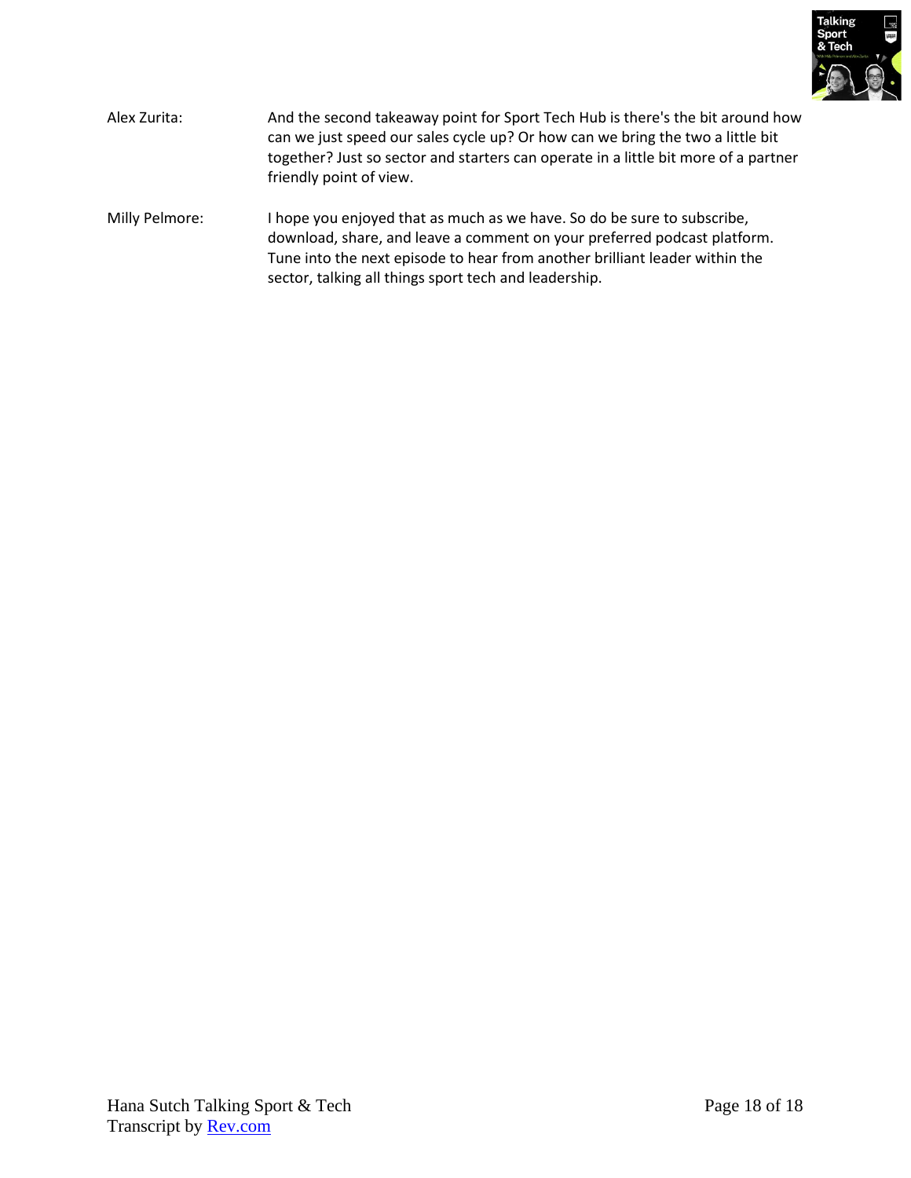Alex Zurita: And the second takeaway point for Sport Tech Hub is there's the bit around how can we just speed our sales cycle up? Or how can we bring the two a little bit together? Just so sector and starters can operate in a little bit more of a partner friendly point of view.

Milly Pelmore: I hope you enjoyed that as much as we have. So do be sure to subscribe, download, share, and leave a comment on your preferred podcast platform. Tune into the next episode to hear from another brilliant leader within the sector, talking all things sport tech and leadership.